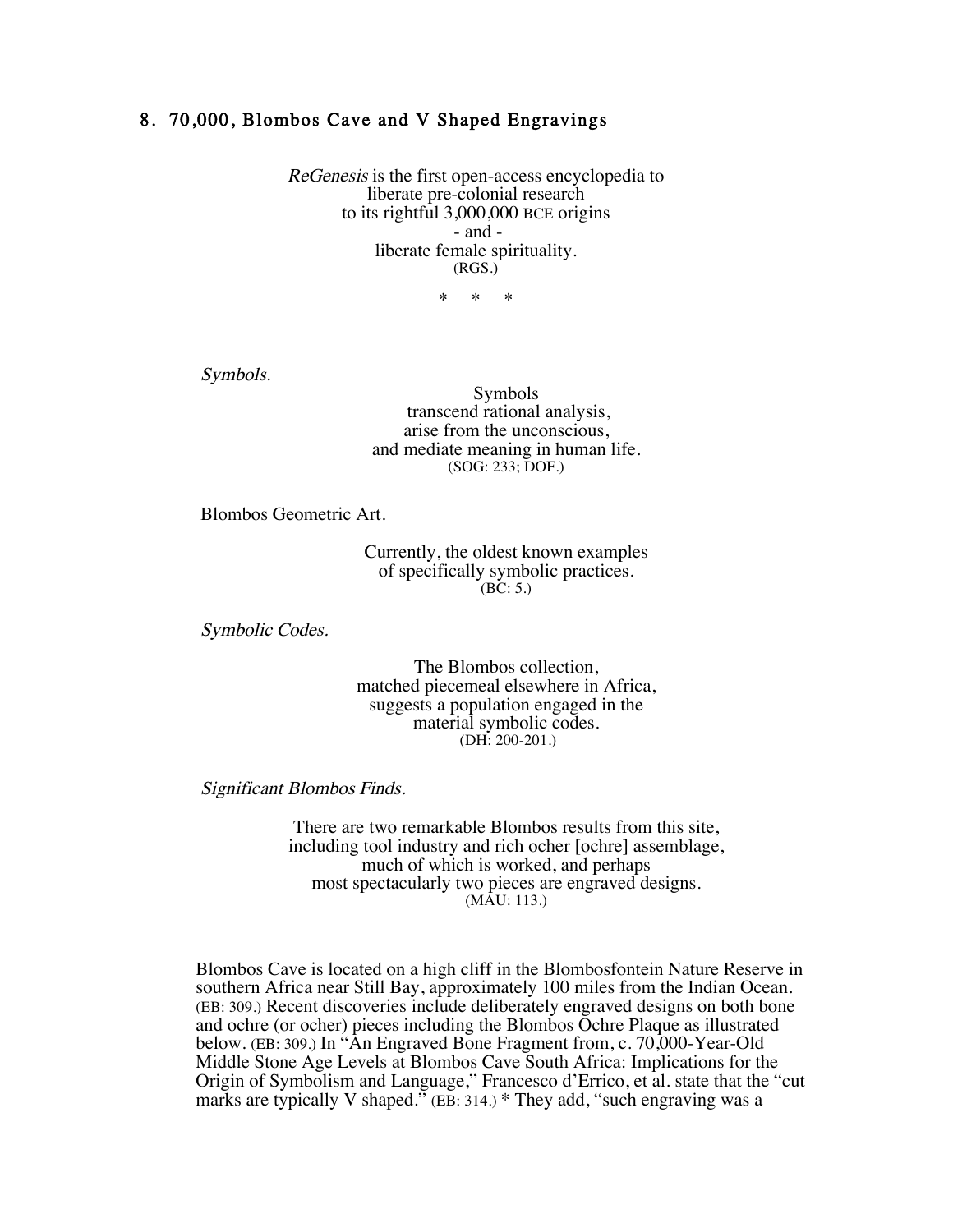## 8. 70,000, Blombos Cave and V Shaped Engravings

*ReGenesis* is the first open-access encyclopedia to  
liberate pre-colonial research  
to its rightful 3,000,000 BCE origins  
- and -  
liberate female spirituality.  
(RGS.)

\*   \*   \*

*Symbols.*

Symbols  
transcend rational analysis,  
arise from the unconscious,  
and mediate meaning in human life.  
(SOG: 233; DOF.)

Blombos Geometric Art.

Currently, the oldest known examples  
of specifically symbolic practices.  
(BC: 5.)

*Symbolic Codes.*

The Blombos collection,  
matched piecemeal elsewhere in Africa,  
suggests a population engaged in the  
material symbolic codes.  
(DH: 200-201.)

*Significant Blombos Finds.*

There are two remarkable Blombos results from this site,  
including tool industry and rich ocher [ochre] assemblage,  
much of which is worked, and perhaps  
most spectacularly two pieces are engraved designs.  
(MAU: 113.)

Blombos Cave is located on a high cliff in the Blombosfontein Nature Reserve in southern Africa near Still Bay, approximately 100 miles from the Indian Ocean. (EB: 309.) Recent discoveries include deliberately engraved designs on both bone and ochre (or ocher) pieces including the Blombos Ochre Plaque as illustrated below. (EB: 309.) In "An Engraved Bone Fragment from, c. 70,000-Year-Old Middle Stone Age Levels at Blombos Cave South Africa: Implications for the Origin of Symbolism and Language," Francesco d'Errico, et al. state that the "cut marks are typically V shaped." (EB: 314.) * They add, "such engraving was a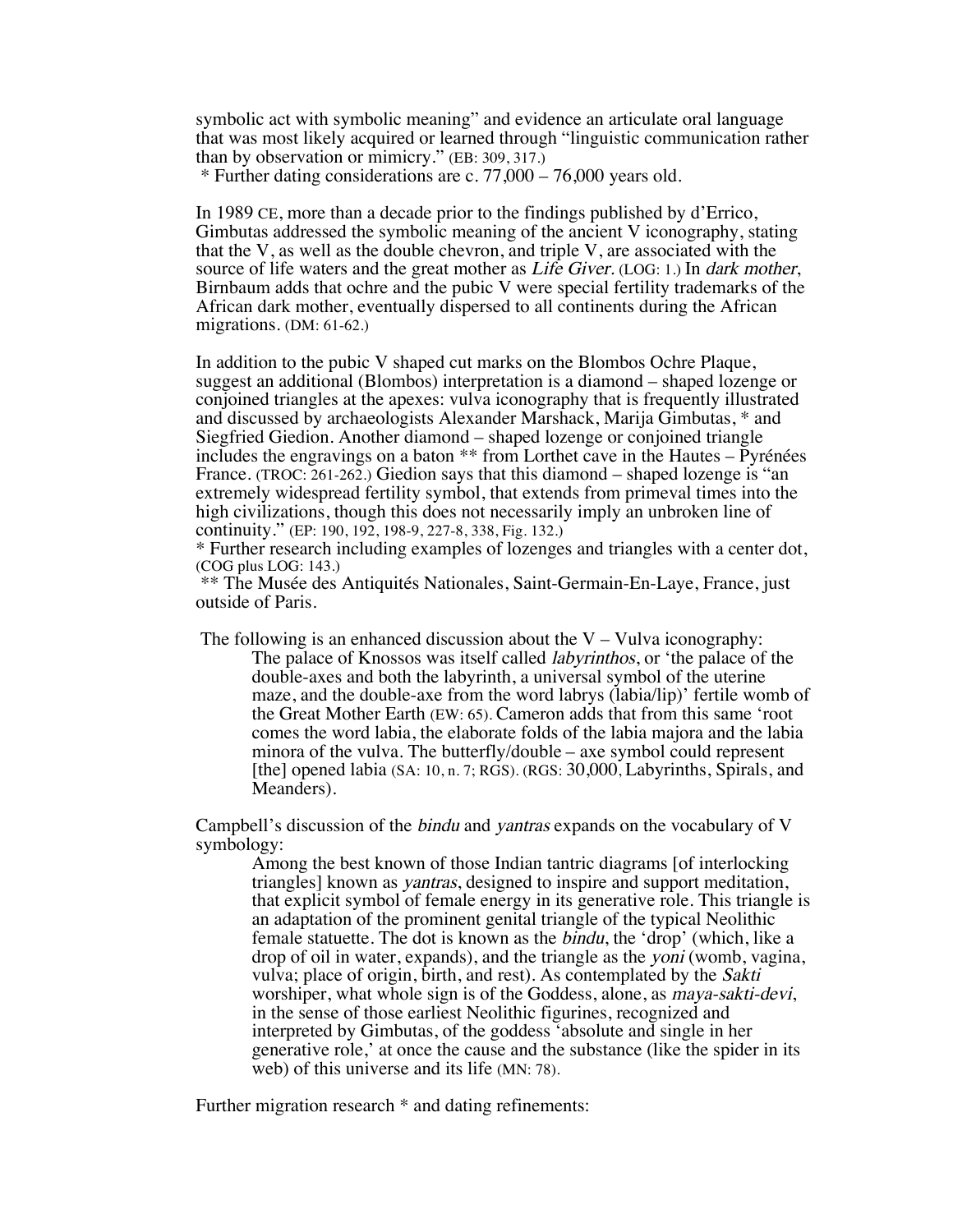symbolic act with symbolic meaning" and evidence an articulate oral language that was most likely acquired or learned through "linguistic communication rather than by observation or mimicry." (EB: 309, 317.)
* Further dating considerations are c. 77,000 – 76,000 years old.

In 1989 CE, more than a decade prior to the findings published by d'Errico, Gimbutas addressed the symbolic meaning of the ancient V iconography, stating that the V, as well as the double chevron, and triple V, are associated with the source of life waters and the great mother as *Life Giver.* (LOG: 1.) In *dark mother*, Birnbaum adds that ochre and the pubic V were special fertility trademarks of the African dark mother, eventually dispersed to all continents during the African migrations. (DM: 61-62.)

In addition to the pubic V shaped cut marks on the Blombos Ochre Plaque, suggest an additional (Blombos) interpretation is a diamond – shaped lozenge or conjoined triangles at the apexes: vulva iconography that is frequently illustrated and discussed by archaeologists Alexander Marshack, Marija Gimbutas, * and Siegfried Giedion. Another diamond – shaped lozenge or conjoined triangle includes the engravings on a baton ** from Lorthet cave in the Hautes – Pyrénées France. (TROC: 261-262.) Giedion says that this diamond – shaped lozenge is "an extremely widespread fertility symbol, that extends from primeval times into the high civilizations, though this does not necessarily imply an unbroken line of continuity." (EP: 190, 192, 198-9, 227-8, 338, Fig. 132.)
* Further research including examples of lozenges and triangles with a center dot, (COG plus LOG: 143.)
** The Musée des Antiquités Nationales, Saint-Germain-En-Laye, France, just outside of Paris.

The following is an enhanced discussion about the V – Vulva iconography:

> The palace of Knossos was itself called *labyrinthos*, or 'the palace of the double-axes and both the labyrinth, a universal symbol of the uterine maze, and the double-axe from the word labrys (labia/lip)' fertile womb of the Great Mother Earth (EW: 65). Cameron adds that from this same 'root comes the word labia, the elaborate folds of the labia majora and the labia minora of the vulva. The butterfly/double – axe symbol could represent [the] opened labia (SA: 10, n. 7; RGS). (RGS: 30,000, Labyrinths, Spirals, and Meanders).

Campbell's discussion of the *bindu* and *yantras* expands on the vocabulary of V symbology:

> Among the best known of those Indian tantric diagrams [of interlocking triangles] known as *yantras*, designed to inspire and support meditation, that explicit symbol of female energy in its generative role. This triangle is an adaptation of the prominent genital triangle of the typical Neolithic female statuette. The dot is known as the *bindu*, the 'drop' (which, like a drop of oil in water, expands), and the triangle as the *yoni* (womb, vagina, vulva; place of origin, birth, and rest). As contemplated by the *Sakti* worshiper, what whole sign is of the Goddess, alone, as *maya-sakti-devi*, in the sense of those earliest Neolithic figurines, recognized and interpreted by Gimbutas, of the goddess 'absolute and single in her generative role,' at once the cause and the substance (like the spider in its web) of this universe and its life (MN: 78).

Further migration research * and dating refinements: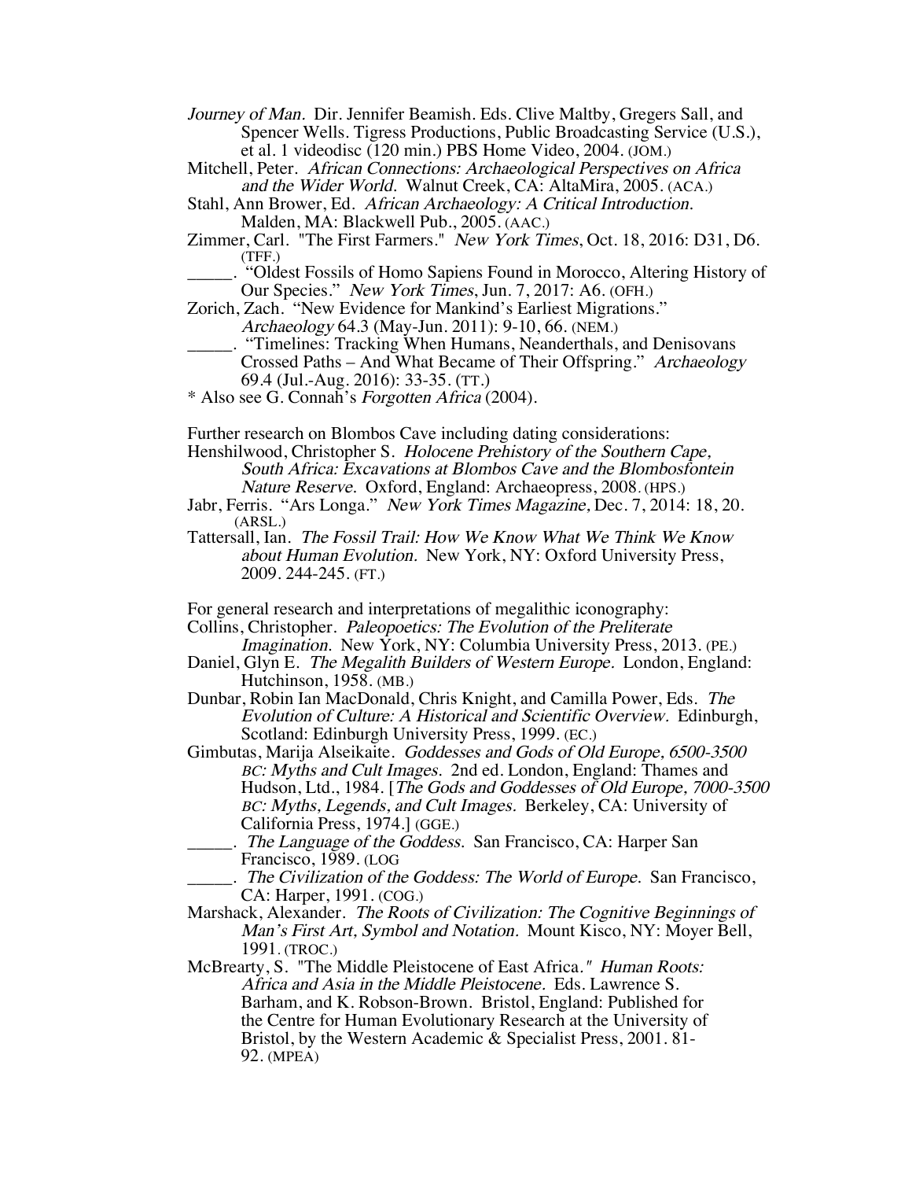*Journey of Man*. Dir. Jennifer Beamish. Eds. Clive Maltby, Gregers Sall, and Spencer Wells. Tigress Productions, Public Broadcasting Service (U.S.), et al. 1 videodisc (120 min.) PBS Home Video, 2004. (JOM.)

Mitchell, Peter. *African Connections: Archaeological Perspectives on Africa and the Wider World.* Walnut Creek, CA: AltaMira, 2005. (ACA.)

Stahl, Ann Brower, Ed. *African Archaeology: A Critical Introduction.* Malden, MA: Blackwell Pub., 2005. (AAC.)

Zimmer, Carl. "The First Farmers." *New York Times*, Oct. 18, 2016: D31, D6. (TFF.)

_____. "Oldest Fossils of Homo Sapiens Found in Morocco, Altering History of Our Species." *New York Times*, Jun. 7, 2017: A6. (OFH.)

Zorich, Zach. "New Evidence for Mankind's Earliest Migrations." *Archaeology* 64.3 (May-Jun. 2011): 9-10, 66. (NEM.)

_____. "Timelines: Tracking When Humans, Neanderthals, and Denisovans Crossed Paths – And What Became of Their Offspring." *Archaeology* 69.4 (Jul.-Aug. 2016): 33-35. (TT.)

* Also see G. Connah's *Forgotten Africa* (2004).

Further research on Blombos Cave including dating considerations:

Henshilwood, Christopher S. *Holocene Prehistory of the Southern Cape, South Africa: Excavations at Blombos Cave and the Blombosfontein Nature Reserve.* Oxford, England: Archaeopress, 2008. (HPS.)

Jabr, Ferris. "Ars Longa." *New York Times Magazine*, Dec. 7, 2014: 18, 20. (ARSL.)

Tattersall, Ian. *The Fossil Trail: How We Know What We Think We Know about Human Evolution.* New York, NY: Oxford University Press, 2009. 244-245. (FT.)

For general research and interpretations of megalithic iconography:

Collins, Christopher. *Paleopoetics: The Evolution of the Preliterate Imagination.* New York, NY: Columbia University Press, 2013. (PE.)

Daniel, Glyn E. *The Megalith Builders of Western Europe.* London, England: Hutchinson, 1958. (MB.)

Dunbar, Robin Ian MacDonald, Chris Knight, and Camilla Power, Eds. *The Evolution of Culture: A Historical and Scientific Overview.* Edinburgh, Scotland: Edinburgh University Press, 1999. (EC.)

Gimbutas, Marija Alseikaite. *Goddesses and Gods of Old Europe, 6500-3500 BC: Myths and Cult Images.* 2nd ed. London, England: Thames and Hudson, Ltd., 1984. [*The Gods and Goddesses of Old Europe, 7000-3500 BC: Myths, Legends, and Cult Images.* Berkeley, CA: University of California Press, 1974.] (GGE.)

_____. *The Language of the Goddess.* San Francisco, CA: Harper San Francisco, 1989. (LOG

_____. *The Civilization of the Goddess: The World of Europe.* San Francisco, CA: Harper, 1991. (COG.)

Marshack, Alexander. *The Roots of Civilization: The Cognitive Beginnings of Man's First Art, Symbol and Notation.* Mount Kisco, NY: Moyer Bell, 1991. (TROC.)

McBrearty, S. "The Middle Pleistocene of East Africa." *Human Roots: Africa and Asia in the Middle Pleistocene.* Eds. Lawrence S. Barham, and K. Robson-Brown. Bristol, England: Published for the Centre for Human Evolutionary Research at the University of Bristol, by the Western Academic & Specialist Press, 2001. 81-92. (MPEA)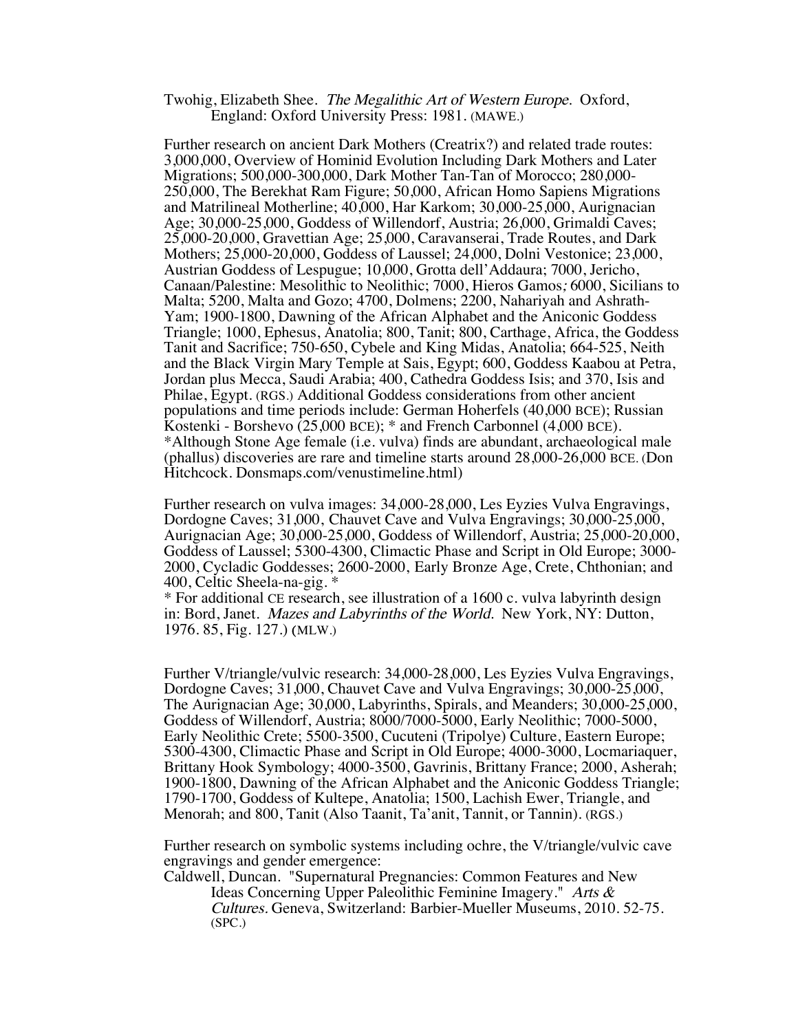Twohig, Elizabeth Shee. *The Megalithic Art of Western Europe.* Oxford, England: Oxford University Press: 1981. (MAWE.)

Further research on ancient Dark Mothers (Creatrix?) and related trade routes: 3,000,000, Overview of Hominid Evolution Including Dark Mothers and Later Migrations; 500,000-300,000, Dark Mother Tan-Tan of Morocco; 280,000-250,000, The Berekhat Ram Figure; 50,000, African Homo Sapiens Migrations and Matrilineal Motherline; 40,000, Har Karkom; 30,000-25,000, Aurignacian Age; 30,000-25,000, Goddess of Willendorf, Austria; 26,000, Grimaldi Caves; 25,000-20,000, Gravettian Age; 25,000, Caravanserai, Trade Routes, and Dark Mothers; 25,000-20,000, Goddess of Laussel; 24,000, Dolni Vestonice; 23,000, Austrian Goddess of Lespugue; 10,000, Grotta dell'Addaura; 7000, Jericho, Canaan/Palestine: Mesolithic to Neolithic; 7000, Hieros Gamos*;* 6000, Sicilians to Malta; 5200, Malta and Gozo; 4700, Dolmens; 2200, Nahariyah and Ashrath-Yam; 1900-1800, Dawning of the African Alphabet and the Aniconic Goddess Triangle; 1000, Ephesus, Anatolia; 800, Tanit; 800, Carthage, Africa, the Goddess Tanit and Sacrifice; 750-650, Cybele and King Midas, Anatolia; 664-525, Neith and the Black Virgin Mary Temple at Sais, Egypt; 600, Goddess Kaabou at Petra, Jordan plus Mecca, Saudi Arabia; 400, Cathedra Goddess Isis; and 370, Isis and Philae, Egypt. (RGS.) Additional Goddess considerations from other ancient populations and time periods include: German Hoherfels (40,000 BCE); Russian Kostenki - Borshevo (25,000 BCE); * and French Carbonnel (4,000 BCE). *Although Stone Age female (i.e. vulva) finds are abundant, archaeological male (phallus) discoveries are rare and timeline starts around 28,000-26,000 BCE. (Don Hitchcock. Donsmaps.com/venustimeline.html)

Further research on vulva images: 34,000-28,000, Les Eyzies Vulva Engravings, Dordogne Caves; 31,000, Chauvet Cave and Vulva Engravings; 30,000-25,000, Aurignacian Age; 30,000-25,000, Goddess of Willendorf, Austria; 25,000-20,000, Goddess of Laussel; 5300-4300, Climactic Phase and Script in Old Europe; 3000-2000, Cycladic Goddesses; 2600-2000, Early Bronze Age, Crete, Chthonian; and 400, Celtic Sheela-na-gig. *
* For additional CE research, see illustration of a 1600 c. vulva labyrinth design in: Bord, Janet. *Mazes and Labyrinths of the World.* New York, NY: Dutton, 1976. 85, Fig. 127.) (MLW.)

Further V/triangle/vulvic research: 34,000-28,000, Les Eyzies Vulva Engravings, Dordogne Caves; 31,000, Chauvet Cave and Vulva Engravings; 30,000-25,000, The Aurignacian Age; 30,000, Labyrinths, Spirals, and Meanders; 30,000-25,000, Goddess of Willendorf, Austria; 8000/7000-5000, Early Neolithic; 7000-5000, Early Neolithic Crete; 5500-3500, Cucuteni (Tripolye) Culture, Eastern Europe; 5300-4300, Climactic Phase and Script in Old Europe; 4000-3000, Locmariaquer, Brittany Hook Symbology; 4000-3500, Gavrinis, Brittany France; 2000, Asherah; 1900-1800, Dawning of the African Alphabet and the Aniconic Goddess Triangle; 1790-1700, Goddess of Kultepe, Anatolia; 1500, Lachish Ewer, Triangle, and Menorah; and 800, Tanit (Also Taanit, Ta'anit, Tannit, or Tannin). (RGS.)

Further research on symbolic systems including ochre, the V/triangle/vulvic cave engravings and gender emergence:

Caldwell, Duncan. "Supernatural Pregnancies: Common Features and New Ideas Concerning Upper Paleolithic Feminine Imagery." *Arts & Cultures.* Geneva, Switzerland: Barbier-Mueller Museums, 2010. 52-75. (SPC.)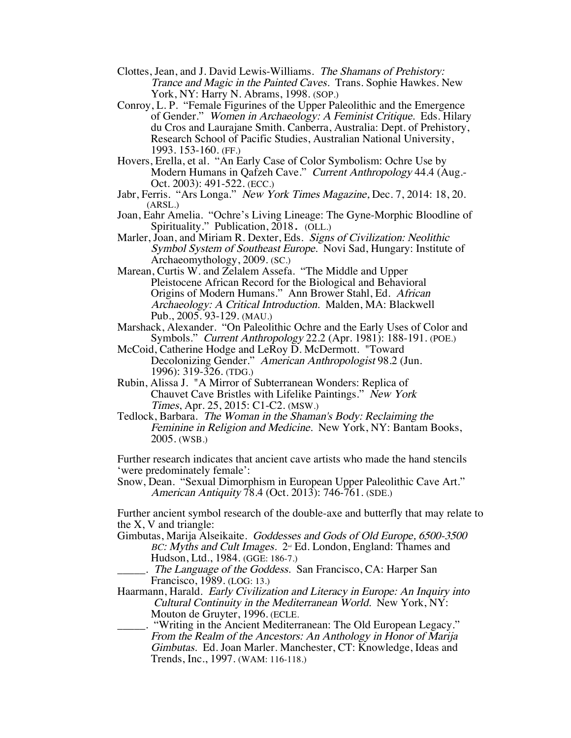Clottes, Jean, and J. David Lewis-Williams. *The Shamans of Prehistory: Trance and Magic in the Painted Caves.* Trans. Sophie Hawkes. New York, NY: Harry N. Abrams, 1998. (SOP.)

Conroy, L. P. "Female Figurines of the Upper Paleolithic and the Emergence of Gender." *Women in Archaeology: A Feminist Critique.* Eds. Hilary du Cros and Laurajane Smith. Canberra, Australia: Dept. of Prehistory, Research School of Pacific Studies, Australian National University, 1993. 153-160. (FF.)

Hovers, Erella, et al. "An Early Case of Color Symbolism: Ochre Use by Modern Humans in Qafzeh Cave." *Current Anthropology* 44.4 (Aug.-Oct. 2003): 491-522. (ECC.)

Jabr, Ferris. "Ars Longa." *New York Times Magazine,* Dec. 7, 2014: 18, 20. (ARSL.)

Joan, Eahr Amelia. "Ochre's Living Lineage: The Gyne-Morphic Bloodline of Spirituality." Publication, 2018. (OLL.)

Marler, Joan, and Miriam R. Dexter, Eds. *Signs of Civilization: Neolithic Symbol System of Southeast Europe.* Novi Sad, Hungary: Institute of Archaeomythology, 2009. (SC.)

Marean, Curtis W. and Zelalem Assefa. "The Middle and Upper Pleistocene African Record for the Biological and Behavioral Origins of Modern Humans." Ann Brower Stahl, Ed. *African Archaeology: A Critical Introduction.* Malden, MA: Blackwell Pub., 2005. 93-129. (MAU.)

Marshack, Alexander. "On Paleolithic Ochre and the Early Uses of Color and Symbols." *Current Anthropology* 22.2 (Apr. 1981): 188-191. (POE.)

McCoid, Catherine Hodge and LeRoy D. McDermott. "Toward Decolonizing Gender." *American Anthropologist* 98.2 (Jun. 1996): 319-326. (TDG.)

Rubin, Alissa J. "A Mirror of Subterranean Wonders: Replica of Chauvet Cave Bristles with Lifelike Paintings." *New York Times*, Apr. 25, 2015: C1-C2. (MSW.)

Tedlock, Barbara. *The Woman in the Shaman's Body: Reclaiming the Feminine in Religion and Medicine.* New York, NY: Bantam Books, 2005. (WSB.)

Further research indicates that ancient cave artists who made the hand stencils 'were predominately female':

Snow, Dean. "Sexual Dimorphism in European Upper Paleolithic Cave Art." *American Antiquity* 78.4 (Oct. 2013): 746-761. (SDE.)

Further ancient symbol research of the double-axe and butterfly that may relate to the X, V and triangle:

Gimbutas, Marija Alseikaite. *Goddesses and Gods of Old Europe, 6500-3500 BC: Myths and Cult Images.* 2nd Ed. London, England: Thames and Hudson, Ltd., 1984. (GGE: 186-7.)

\_\_\_\_\_. *The Language of the Goddess.* San Francisco, CA: Harper San Francisco, 1989. (LOG: 13.)

Haarmann, Harald. *Early Civilization and Literacy in Europe: An Inquiry into Cultural Continuity in the Mediterranean World.* New York, NY: Mouton de Gruyter, 1996. (ECLE.

\_\_\_\_\_. "Writing in the Ancient Mediterranean: The Old European Legacy." *From the Realm of the Ancestors: An Anthology in Honor of Marija Gimbutas.* Ed. Joan Marler. Manchester, CT: Knowledge, Ideas and Trends, Inc., 1997. (WAM: 116-118.)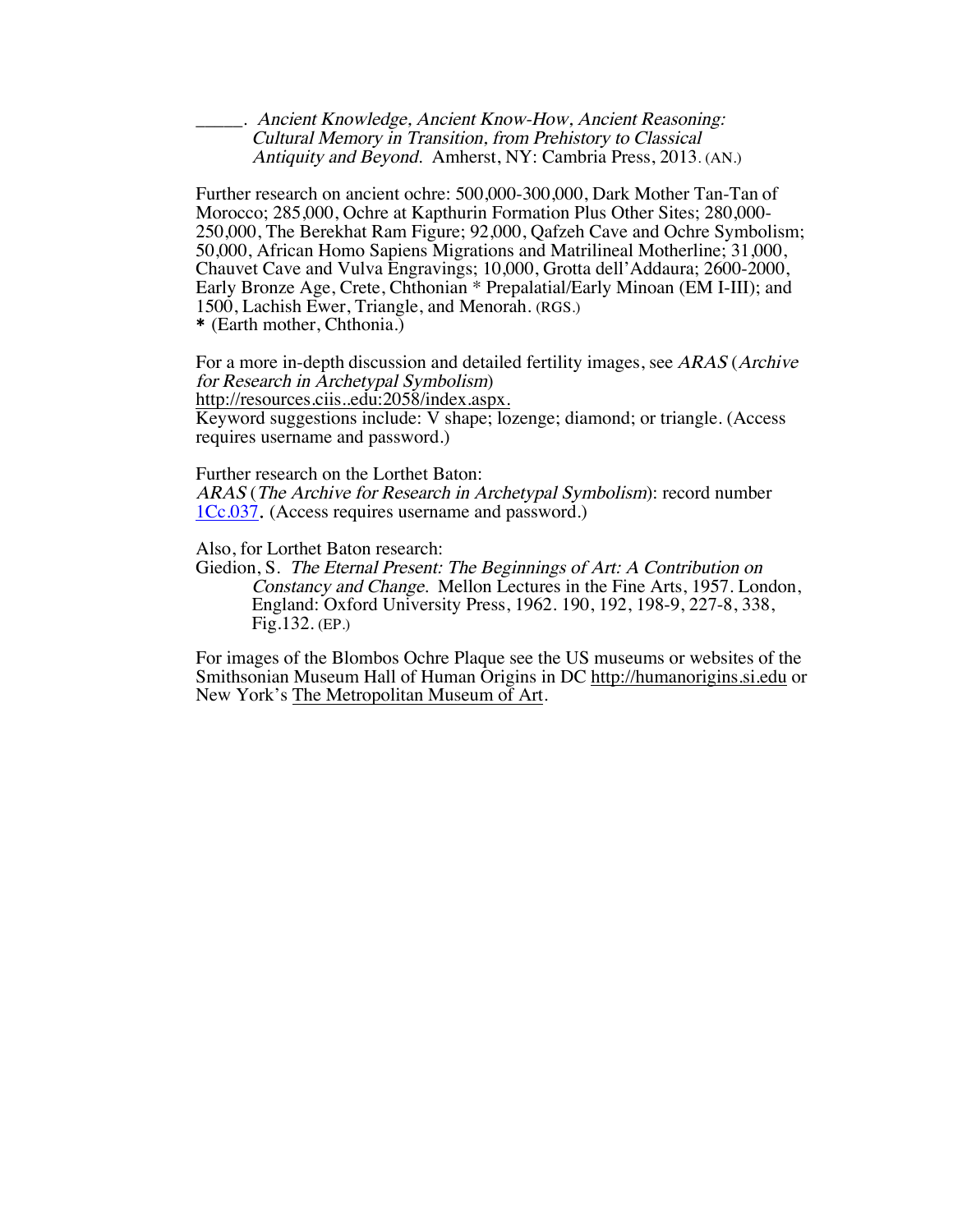_____. *Ancient Knowledge, Ancient Know-How, Ancient Reasoning: Cultural Memory in Transition, from Prehistory to Classical Antiquity and Beyond.* Amherst, NY: Cambria Press, 2013. (AN.)

Further research on ancient ochre: 500,000-300,000, Dark Mother Tan-Tan of Morocco; 285,000, Ochre at Kapthurin Formation Plus Other Sites; 280,000-250,000, The Berekhat Ram Figure; 92,000, Qafzeh Cave and Ochre Symbolism; 50,000, African Homo Sapiens Migrations and Matrilineal Motherline; 31,000, Chauvet Cave and Vulva Engravings; 10,000, Grotta dell'Addaura; 2600-2000, Early Bronze Age, Crete, Chthonian * Prepalatial/Early Minoan (EM I-III); and 1500, Lachish Ewer, Triangle, and Menorah. (RGS.)
**\*** (Earth mother, Chthonia.)

For a more in-depth discussion and detailed fertility images, see *ARAS* (*Archive for Research in Archetypal Symbolism*)
http://resources.ciis..edu:2058/index.aspx.
Keyword suggestions include: V shape; lozenge; diamond; or triangle. (Access requires username and password.)

Further research on the Lorthet Baton:
*ARAS* (*The Archive for Research in Archetypal Symbolism*): record number 1Cc.037. (Access requires username and password.)

Also, for Lorthet Baton research:
Giedion, S. *The Eternal Present: The Beginnings of Art: A Contribution on Constancy and Change.* Mellon Lectures in the Fine Arts, 1957. London, England: Oxford University Press, 1962. 190, 192, 198-9, 227-8, 338, Fig.132. (EP.)

For images of the Blombos Ochre Plaque see the US museums or websites of the Smithsonian Museum Hall of Human Origins in DC http://humanorigins.si.edu or New York's The Metropolitan Museum of Art.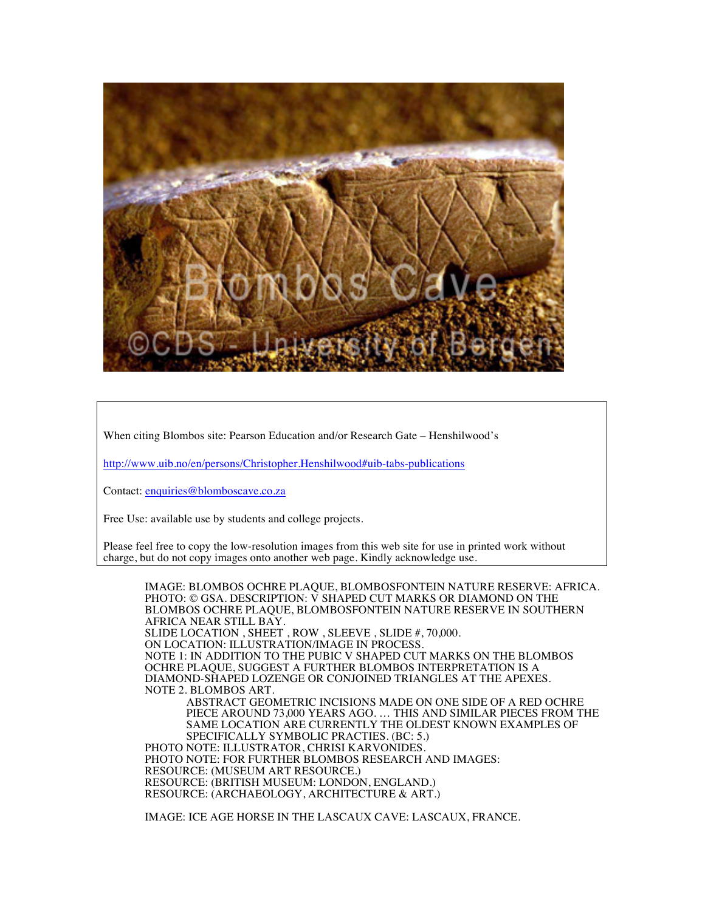When citing Blombos site: Pearson Education and/or Research Gate – Henshilwood's

http://www.uib.no/en/persons/Christopher.Henshilwood#uib-tabs-publications

Contact: enquiries@blomboscave.co.za

Free Use: available use by students and college projects.

Please feel free to copy the low-resolution images from this web site for use in printed work without charge, but do not copy images onto another web page. Kindly acknowledge use.

IMAGE: BLOMBOS OCHRE PLAQUE, BLOMBOSFONTEIN NATURE RESERVE: AFRICA.
PHOTO: © GSA. DESCRIPTION: V SHAPED CUT MARKS OR DIAMOND ON THE BLOMBOS OCHRE PLAQUE, BLOMBOSFONTEIN NATURE RESERVE IN SOUTHERN AFRICA NEAR STILL BAY.
SLIDE LOCATION , SHEET , ROW , SLEEVE , SLIDE #, 70,000.
ON LOCATION: ILLUSTRATION/IMAGE IN PROCESS.
NOTE 1: IN ADDITION TO THE PUBIC V SHAPED CUT MARKS ON THE BLOMBOS OCHRE PLAQUE, SUGGEST A FURTHER BLOMBOS INTERPRETATION IS A DIAMOND-SHAPED LOZENGE OR CONJOINED TRIANGLES AT THE APEXES.
NOTE 2. BLOMBOS ART.

> ABSTRACT GEOMETRIC INCISIONS MADE ON ONE SIDE OF A RED OCHRE PIECE AROUND 73,000 YEARS AGO. … THIS AND SIMILAR PIECES FROM THE SAME LOCATION ARE CURRENTLY THE OLDEST KNOWN EXAMPLES OF SPECIFICALLY SYMBOLIC PRACTIES. (BC: 5.)

PHOTO NOTE: ILLUSTRATOR, CHRISI KARVONIDES.
PHOTO NOTE: FOR FURTHER BLOMBOS RESEARCH AND IMAGES:
RESOURCE: (MUSEUM ART RESOURCE.)
RESOURCE: (BRITISH MUSEUM: LONDON, ENGLAND.)
RESOURCE: (ARCHAEOLOGY, ARCHITECTURE & ART.)

IMAGE: ICE AGE HORSE IN THE LASCAUX CAVE: LASCAUX, FRANCE.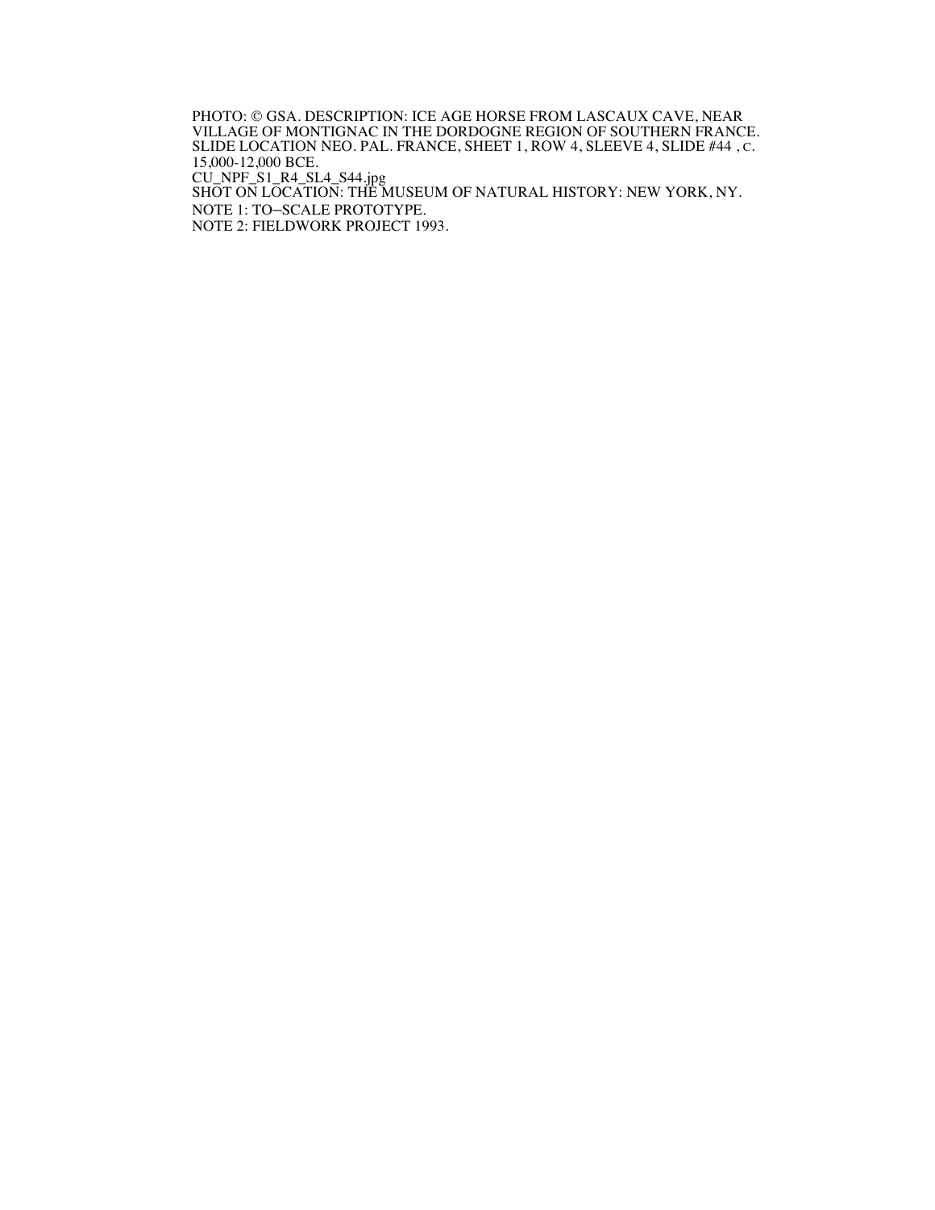PHOTO: © GSA. DESCRIPTION: ICE AGE HORSE FROM LASCAUX CAVE, NEAR VILLAGE OF MONTIGNAC IN THE DORDOGNE REGION OF SOUTHERN FRANCE. SLIDE LOCATION NEO. PAL. FRANCE, SHEET 1, ROW 4, SLEEVE 4, SLIDE #44 , C. 15,000-12,000 BCE.

CU_NPF_S1_R4_SL4_S44.jpg

SHOT ON LOCATION: THE MUSEUM OF NATURAL HISTORY: NEW YORK, NY.

NOTE 1: TO–SCALE PROTOTYPE.

NOTE 2: FIELDWORK PROJECT 1993.